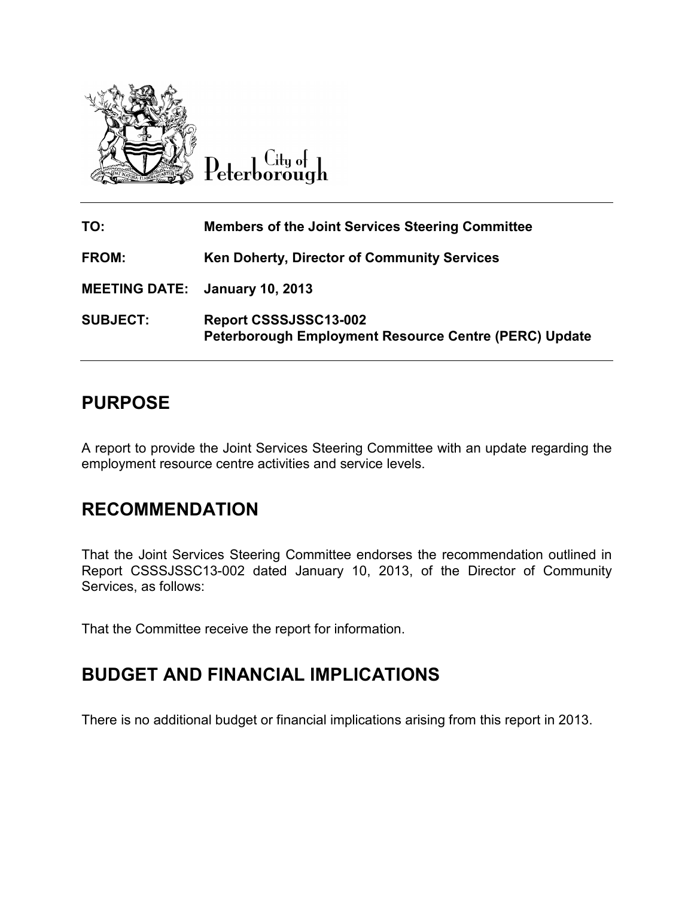City of Peterborough

| | |
|---|---|
| **TO:** | **Members of the Joint Services Steering Committee** |
| **FROM:** | **Ken Doherty, Director of Community Services** |
| **MEETING DATE:** | **January 10, 2013** |
| **SUBJECT:** | **Report CSSSJSSC13-002**<br>**Peterborough Employment Resource Centre (PERC) Update** |

## PURPOSE

A report to provide the Joint Services Steering Committee with an update regarding the employment resource centre activities and service levels.

## RECOMMENDATION

That the Joint Services Steering Committee endorses the recommendation outlined in Report CSSSJSSC13-002 dated January 10, 2013, of the Director of Community Services, as follows:

That the Committee receive the report for information.

## BUDGET AND FINANCIAL IMPLICATIONS

There is no additional budget or financial implications arising from this report in 2013.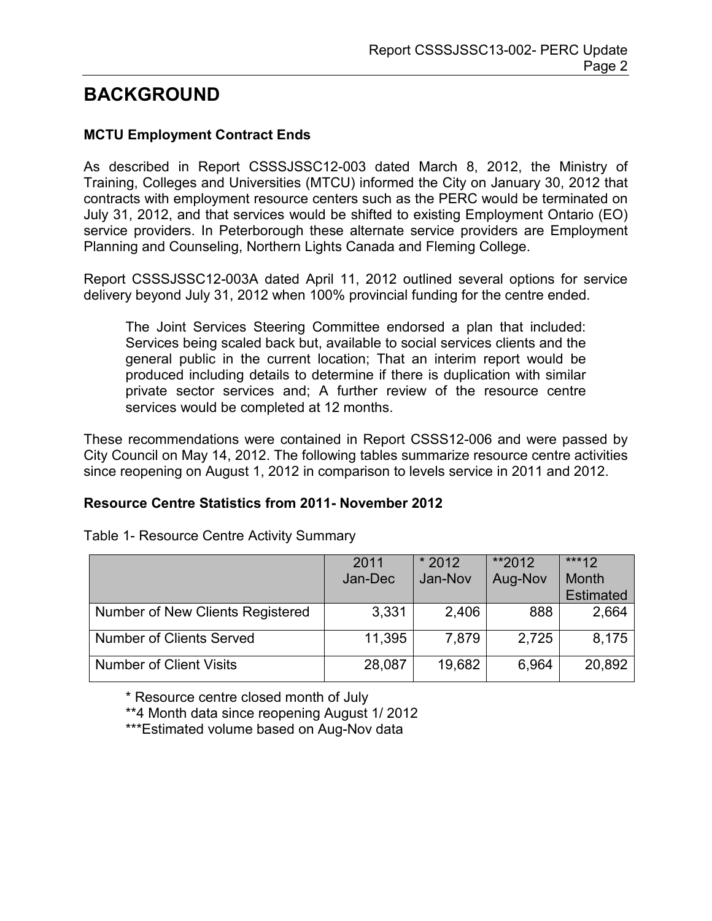# BACKGROUND

### MCTU Employment Contract Ends

As described in Report CSSSJSSC12-003 dated March 8, 2012, the Ministry of Training, Colleges and Universities (MTCU) informed the City on January 30, 2012 that contracts with employment resource centers such as the PERC would be terminated on July 31, 2012, and that services would be shifted to existing Employment Ontario (EO) service providers. In Peterborough these alternate service providers are Employment Planning and Counseling, Northern Lights Canada and Fleming College.

Report CSSSJSSC12-003A dated April 11, 2012 outlined several options for service delivery beyond July 31, 2012 when 100% provincial funding for the centre ended.

> The Joint Services Steering Committee endorsed a plan that included: Services being scaled back but, available to social services clients and the general public in the current location; That an interim report would be produced including details to determine if there is duplication with similar private sector services and; A further review of the resource centre services would be completed at 12 months.

These recommendations were contained in Report CSSS12-006 and were passed by City Council on May 14, 2012. The following tables summarize resource centre activities since reopening on August 1, 2012 in comparison to levels service in 2011 and 2012.

### Resource Centre Statistics from 2011- November 2012

Table 1- Resource Centre Activity Summary

| | 2011 Jan-Dec | * 2012 Jan-Nov | **2012 Aug-Nov | ***12 Month Estimated |
|---|---|---|---|---|
| Number of New Clients Registered | 3,331 | 2,406 | 888 | 2,664 |
| Number of Clients Served | 11,395 | 7,879 | 2,725 | 8,175 |
| Number of Client Visits | 28,087 | 19,682 | 6,964 | 20,892 |

* Resource centre closed month of July

**4 Month data since reopening August 1/ 2012

***Estimated volume based on Aug-Nov data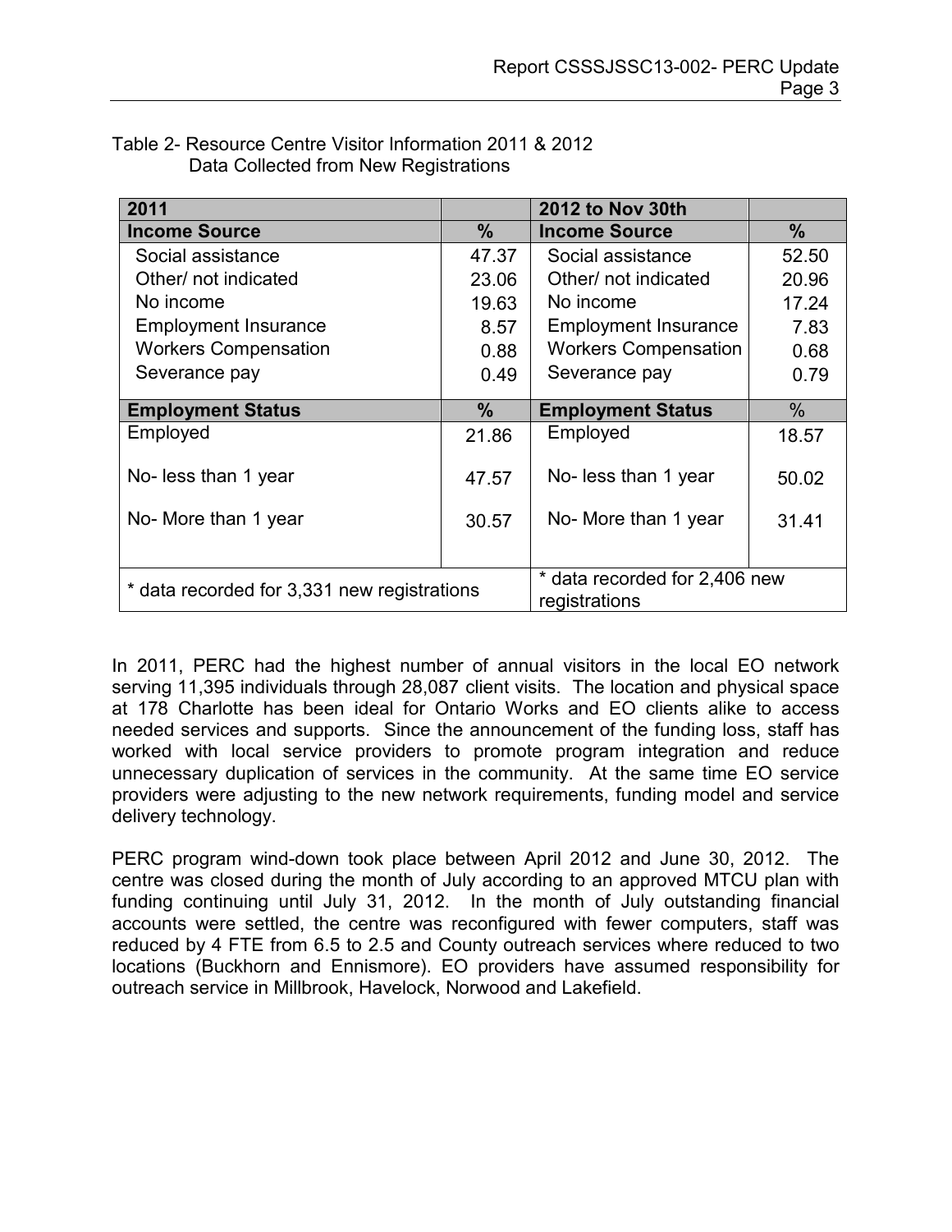Table 2- Resource Centre Visitor Information 2011 & 2012
Data Collected from New Registrations

| 2011 | | 2012 to Nov 30th | |
|---|---|---|---|
| **Income Source** | **%** | **Income Source** | **%** |
| Social assistance | 47.37 | Social assistance | 52.50 |
| Other/ not indicated | 23.06 | Other/ not indicated | 20.96 |
| No income | 19.63 | No income | 17.24 |
| Employment Insurance | 8.57 | Employment Insurance | 7.83 |
| Workers Compensation | 0.88 | Workers Compensation | 0.68 |
| Severance pay | 0.49 | Severance pay | 0.79 |
| **Employment Status** | **%** | **Employment Status** | % |
| Employed | 21.86 | Employed | 18.57 |
| No- less than 1 year | 47.57 | No- less than 1 year | 50.02 |
| No- More than 1 year | 30.57 | No- More than 1 year | 31.41 |
| * data recorded for 3,331 new registrations | | * data recorded for 2,406 new registrations | |

In 2011, PERC had the highest number of annual visitors in the local EO network serving 11,395 individuals through 28,087 client visits. The location and physical space at 178 Charlotte has been ideal for Ontario Works and EO clients alike to access needed services and supports. Since the announcement of the funding loss, staff has worked with local service providers to promote program integration and reduce unnecessary duplication of services in the community. At the same time EO service providers were adjusting to the new network requirements, funding model and service delivery technology.

PERC program wind-down took place between April 2012 and June 30, 2012. The centre was closed during the month of July according to an approved MTCU plan with funding continuing until July 31, 2012. In the month of July outstanding financial accounts were settled, the centre was reconfigured with fewer computers, staff was reduced by 4 FTE from 6.5 to 2.5 and County outreach services where reduced to two locations (Buckhorn and Ennismore). EO providers have assumed responsibility for outreach service in Millbrook, Havelock, Norwood and Lakefield.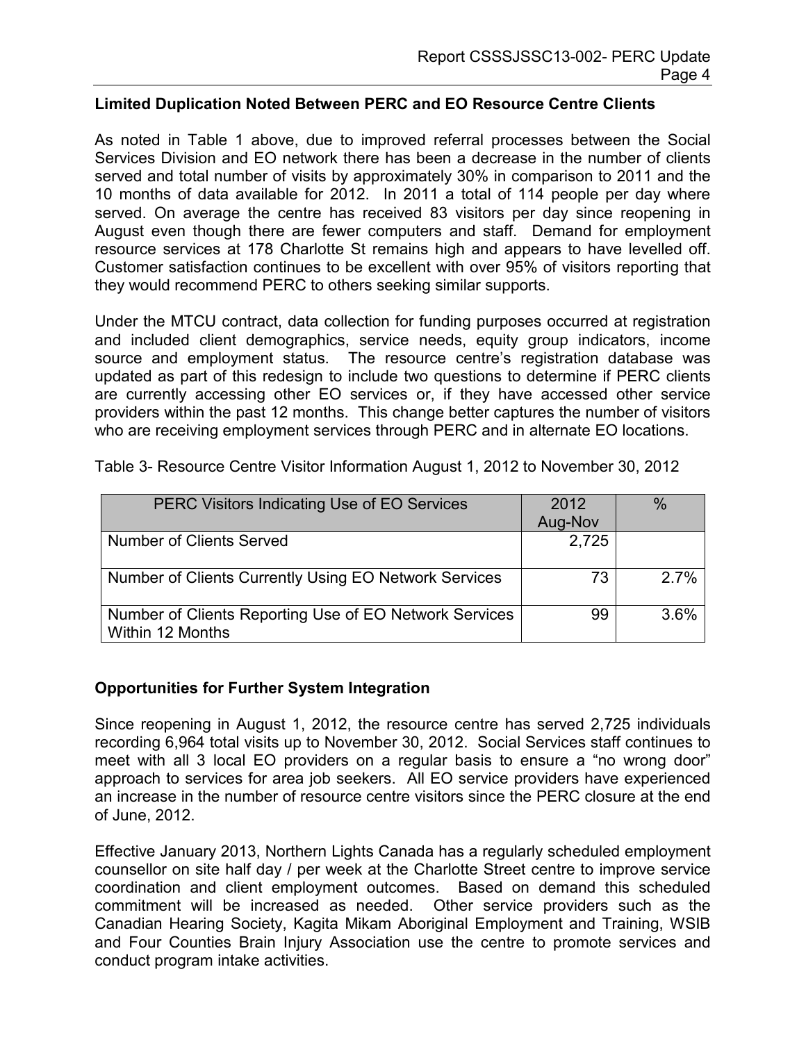**Limited Duplication Noted Between PERC and EO Resource Centre Clients**

As noted in Table 1 above, due to improved referral processes between the Social Services Division and EO network there has been a decrease in the number of clients served and total number of visits by approximately 30% in comparison to 2011 and the 10 months of data available for 2012. In 2011 a total of 114 people per day where served. On average the centre has received 83 visitors per day since reopening in August even though there are fewer computers and staff. Demand for employment resource services at 178 Charlotte St remains high and appears to have levelled off. Customer satisfaction continues to be excellent with over 95% of visitors reporting that they would recommend PERC to others seeking similar supports.

Under the MTCU contract, data collection for funding purposes occurred at registration and included client demographics, service needs, equity group indicators, income source and employment status. The resource centre's registration database was updated as part of this redesign to include two questions to determine if PERC clients are currently accessing other EO services or, if they have accessed other service providers within the past 12 months. This change better captures the number of visitors who are receiving employment services through PERC and in alternate EO locations.

Table 3- Resource Centre Visitor Information August 1, 2012 to November 30, 2012

| PERC Visitors Indicating Use of EO Services | 2012 Aug-Nov | % |
|---|---|---|
| Number of Clients Served | 2,725 | |
| Number of Clients Currently Using EO Network Services | 73 | 2.7% |
| Number of Clients Reporting Use of EO Network Services Within 12 Months | 99 | 3.6% |

**Opportunities for Further System Integration**

Since reopening in August 1, 2012, the resource centre has served 2,725 individuals recording 6,964 total visits up to November 30, 2012. Social Services staff continues to meet with all 3 local EO providers on a regular basis to ensure a "no wrong door" approach to services for area job seekers. All EO service providers have experienced an increase in the number of resource centre visitors since the PERC closure at the end of June, 2012.

Effective January 2013, Northern Lights Canada has a regularly scheduled employment counsellor on site half day / per week at the Charlotte Street centre to improve service coordination and client employment outcomes. Based on demand this scheduled commitment will be increased as needed. Other service providers such as the Canadian Hearing Society, Kagita Mikam Aboriginal Employment and Training, WSIB and Four Counties Brain Injury Association use the centre to promote services and conduct program intake activities.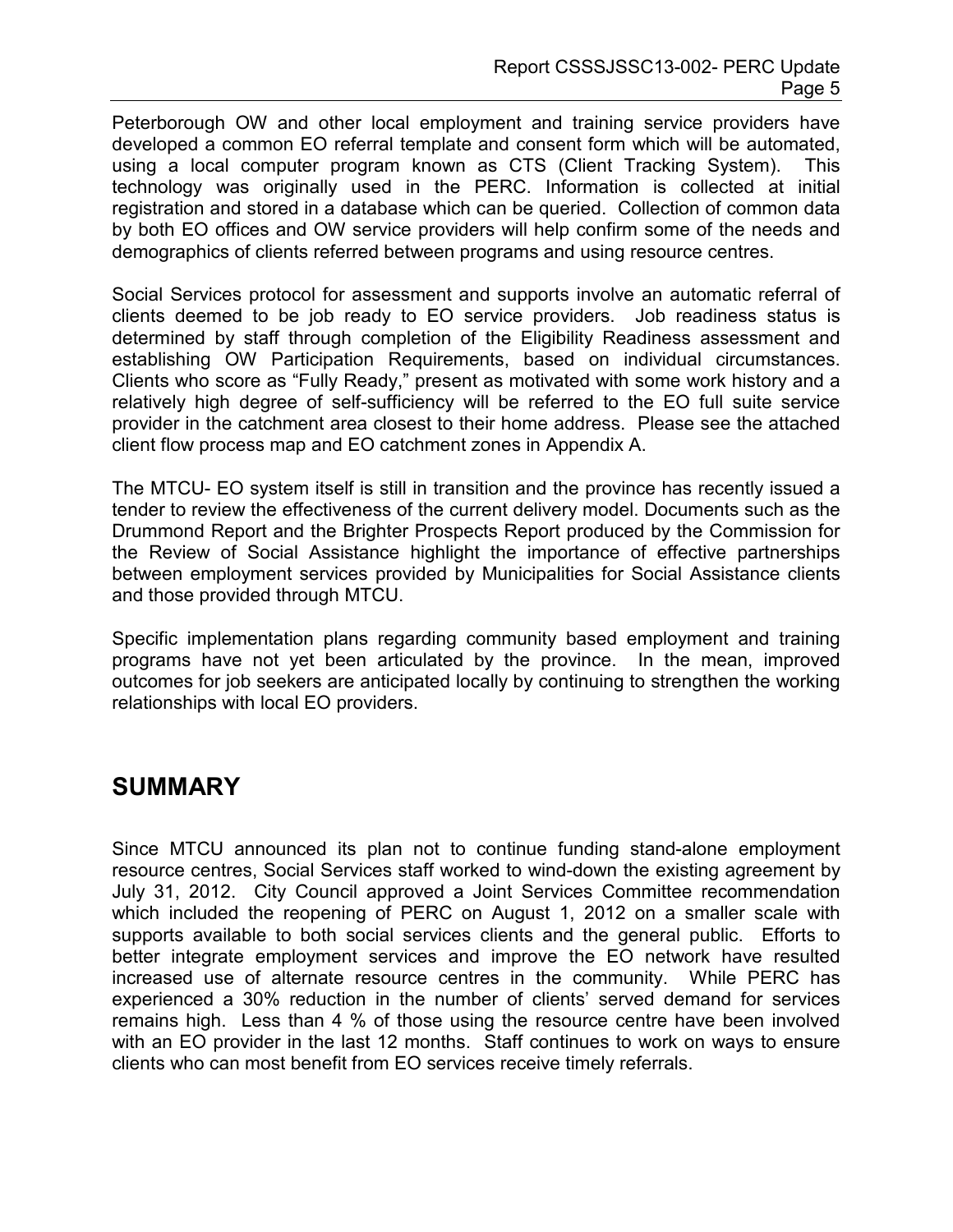Peterborough OW and other local employment and training service providers have developed a common EO referral template and consent form which will be automated, using a local computer program known as CTS (Client Tracking System). This technology was originally used in the PERC. Information is collected at initial registration and stored in a database which can be queried. Collection of common data by both EO offices and OW service providers will help confirm some of the needs and demographics of clients referred between programs and using resource centres.

Social Services protocol for assessment and supports involve an automatic referral of clients deemed to be job ready to EO service providers. Job readiness status is determined by staff through completion of the Eligibility Readiness assessment and establishing OW Participation Requirements, based on individual circumstances. Clients who score as "Fully Ready," present as motivated with some work history and a relatively high degree of self-sufficiency will be referred to the EO full suite service provider in the catchment area closest to their home address. Please see the attached client flow process map and EO catchment zones in Appendix A.

The MTCU- EO system itself is still in transition and the province has recently issued a tender to review the effectiveness of the current delivery model. Documents such as the Drummond Report and the Brighter Prospects Report produced by the Commission for the Review of Social Assistance highlight the importance of effective partnerships between employment services provided by Municipalities for Social Assistance clients and those provided through MTCU.

Specific implementation plans regarding community based employment and training programs have not yet been articulated by the province. In the mean, improved outcomes for job seekers are anticipated locally by continuing to strengthen the working relationships with local EO providers.

## SUMMARY

Since MTCU announced its plan not to continue funding stand-alone employment resource centres, Social Services staff worked to wind-down the existing agreement by July 31, 2012. City Council approved a Joint Services Committee recommendation which included the reopening of PERC on August 1, 2012 on a smaller scale with supports available to both social services clients and the general public. Efforts to better integrate employment services and improve the EO network have resulted increased use of alternate resource centres in the community. While PERC has experienced a 30% reduction in the number of clients' served demand for services remains high. Less than 4 % of those using the resource centre have been involved with an EO provider in the last 12 months. Staff continues to work on ways to ensure clients who can most benefit from EO services receive timely referrals.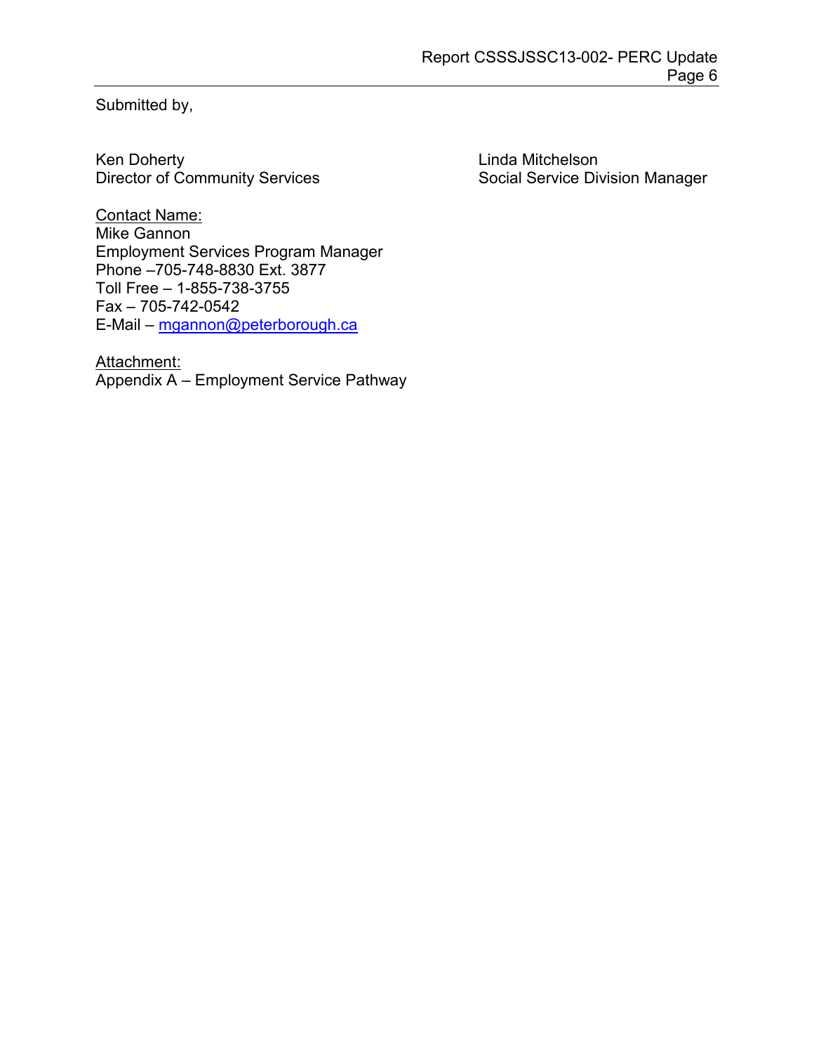Submitted by,

Ken Doherty
Director of Community Services

Linda Mitchelson
Social Service Division Manager

Contact Name:
Mike Gannon
Employment Services Program Manager
Phone –705-748-8830 Ext. 3877
Toll Free – 1-855-738-3755
Fax – 705-742-0542
E-Mail – mgannon@peterborough.ca

Attachment:
Appendix A – Employment Service Pathway